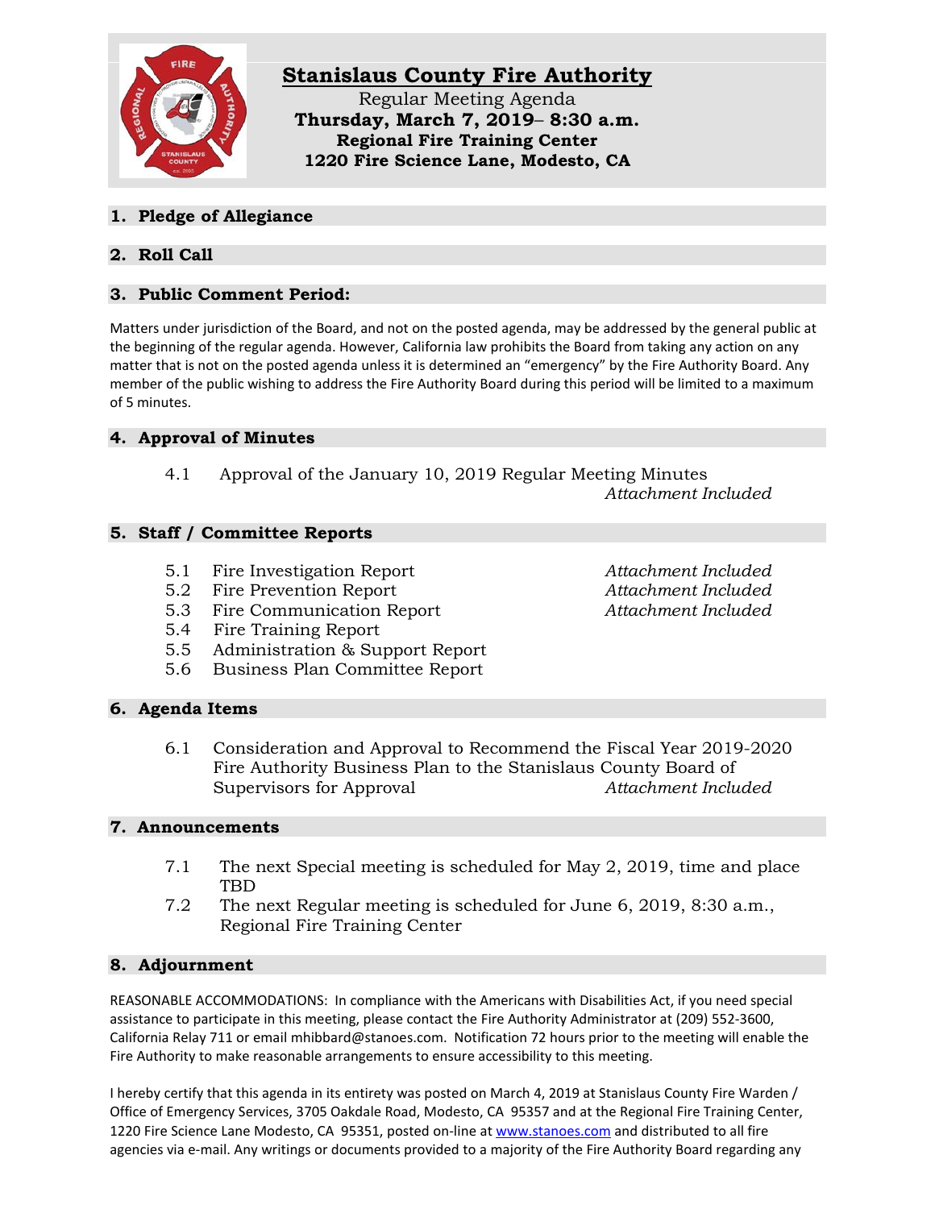# Stanislaus County Fire Authority

Regular Meeting Agenda
**Thursday, March 7, 2019– 8:30 a.m.**
**Regional Fire Training Center**
**1220 Fire Science Lane, Modesto, CA**

## 1. Pledge of Allegiance

## 2. Roll Call

## 3. Public Comment Period:

Matters under jurisdiction of the Board, and not on the posted agenda, may be addressed by the general public at the beginning of the regular agenda. However, California law prohibits the Board from taking any action on any matter that is not on the posted agenda unless it is determined an "emergency" by the Fire Authority Board. Any member of the public wishing to address the Fire Authority Board during this period will be limited to a maximum of 5 minutes.

## 4. Approval of Minutes

4.1 Approval of the January 10, 2019 Regular Meeting Minutes *Attachment Included*

## 5. Staff / Committee Reports

5.1 Fire Investigation Report *Attachment Included*
5.2 Fire Prevention Report *Attachment Included*
5.3 Fire Communication Report *Attachment Included*
5.4 Fire Training Report
5.5 Administration & Support Report
5.6 Business Plan Committee Report

## 6. Agenda Items

6.1 Consideration and Approval to Recommend the Fiscal Year 2019-2020 Fire Authority Business Plan to the Stanislaus County Board of Supervisors for Approval *Attachment Included*

## 7. Announcements

7.1 The next Special meeting is scheduled for May 2, 2019, time and place TBD
7.2 The next Regular meeting is scheduled for June 6, 2019, 8:30 a.m., Regional Fire Training Center

## 8. Adjournment

REASONABLE ACCOMMODATIONS: In compliance with the Americans with Disabilities Act, if you need special assistance to participate in this meeting, please contact the Fire Authority Administrator at (209) 552-3600, California Relay 711 or email mhibbard@stanoes.com. Notification 72 hours prior to the meeting will enable the Fire Authority to make reasonable arrangements to ensure accessibility to this meeting.

I hereby certify that this agenda in its entirety was posted on March 4, 2019 at Stanislaus County Fire Warden / Office of Emergency Services, 3705 Oakdale Road, Modesto, CA 95357 and at the Regional Fire Training Center, 1220 Fire Science Lane Modesto, CA 95351, posted on-line at www.stanoes.com and distributed to all fire agencies via e-mail. Any writings or documents provided to a majority of the Fire Authority Board regarding any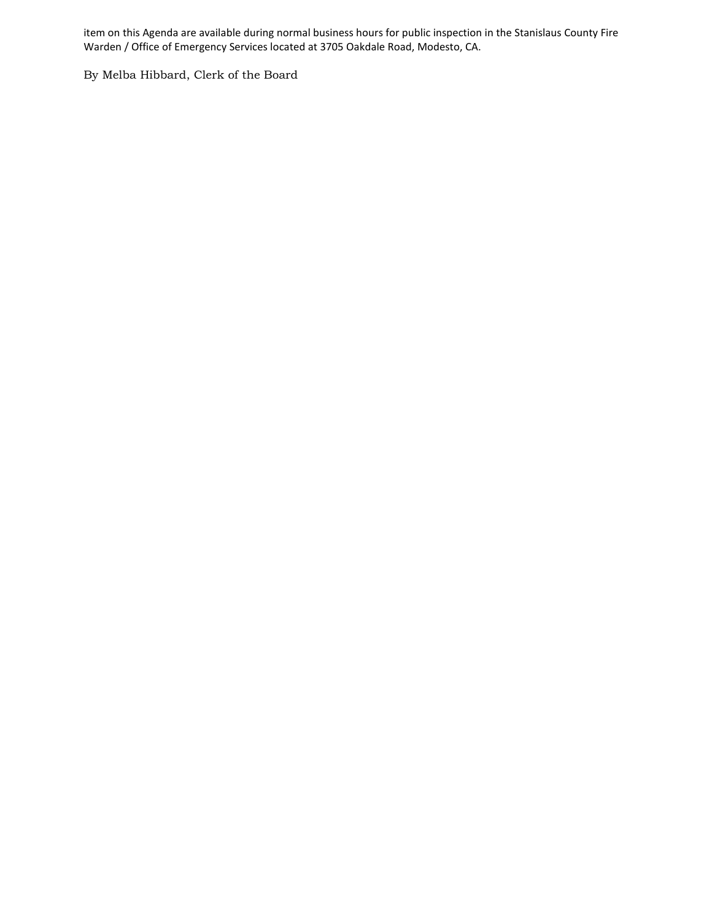item on this Agenda are available during normal business hours for public inspection in the Stanislaus County Fire Warden / Office of Emergency Services located at 3705 Oakdale Road, Modesto, CA.

By Melba Hibbard, Clerk of the Board